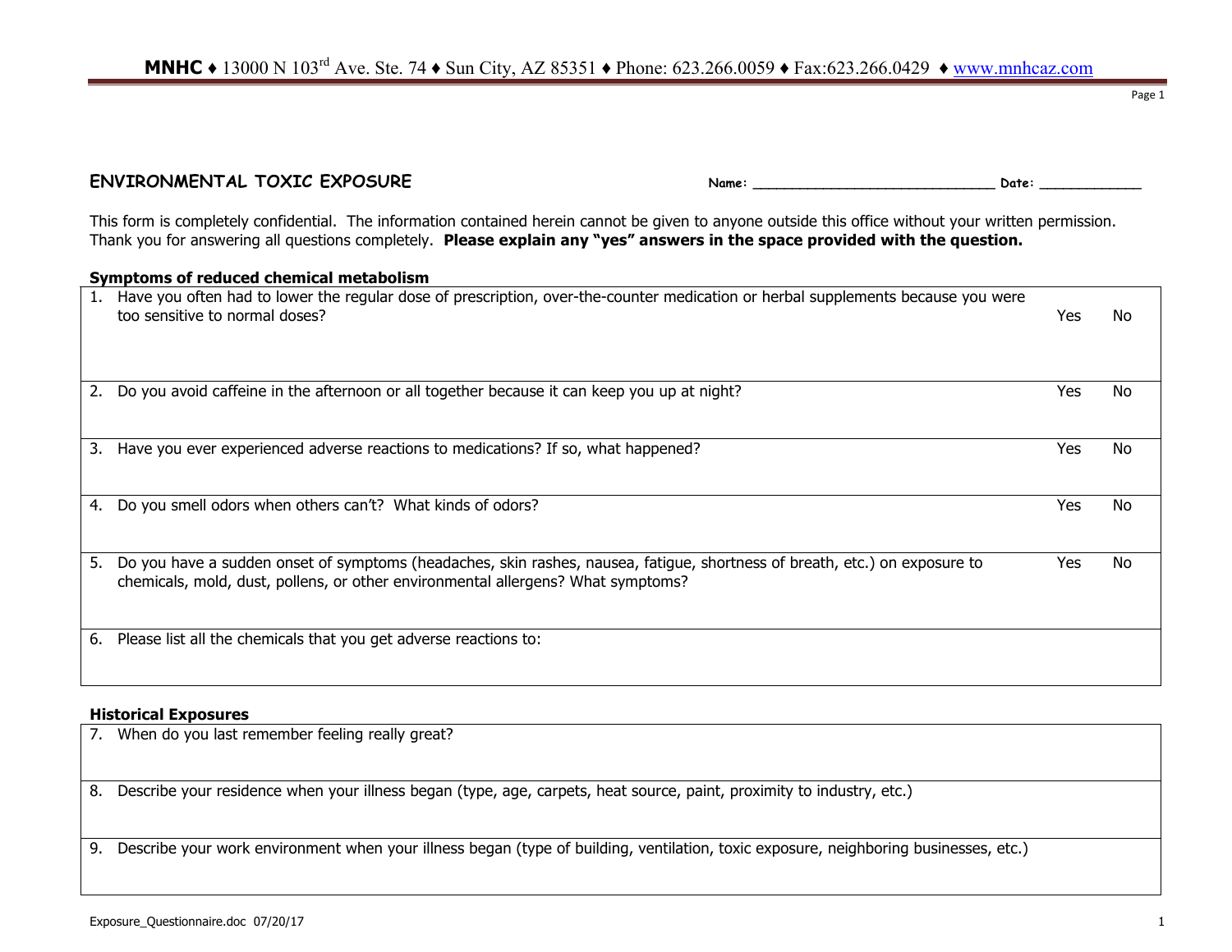**MNHC** ♦ 13000 N 103rd Ave. Ste. 74 ♦ Sun City, AZ 85351 ♦ Phone: 623.266.0059 ♦ Fax:623.266.0429 ♦ www.mnhcaz.com

## ENVIRONMENTAL TOXIC EXPOSURE

**Name:** ______________________________ **Date:** _____________

This form is completely confidential. The information contained herein cannot be given to anyone outside this office without your written permission. Thank you for answering all questions completely. **Please explain any "yes" answers in the space provided with the question.**

### Symptoms of reduced chemical metabolism

| Question | | |
|---|---|---|
| 1. Have you often had to lower the regular dose of prescription, over-the-counter medication or herbal supplements because you were too sensitive to normal doses? | Yes | No |
| 2. Do you avoid caffeine in the afternoon or all together because it can keep you up at night? | Yes | No |
| 3. Have you ever experienced adverse reactions to medications? If so, what happened? | Yes | No |
| 4. Do you smell odors when others can't? What kinds of odors? | Yes | No |
| 5. Do you have a sudden onset of symptoms (headaches, skin rashes, nausea, fatigue, shortness of breath, etc.) on exposure to chemicals, mold, dust, pollens, or other environmental allergens? What symptoms? | Yes | No |
| 6. Please list all the chemicals that you get adverse reactions to: | | |

### Historical Exposures

| Question |
|---|
| 7. When do you last remember feeling really great? |
| 8. Describe your residence when your illness began (type, age, carpets, heat source, paint, proximity to industry, etc.) |
| 9. Describe your work environment when your illness began (type of building, ventilation, toxic exposure, neighboring businesses, etc.) |

Exposure_Questionnaire.doc 07/20/17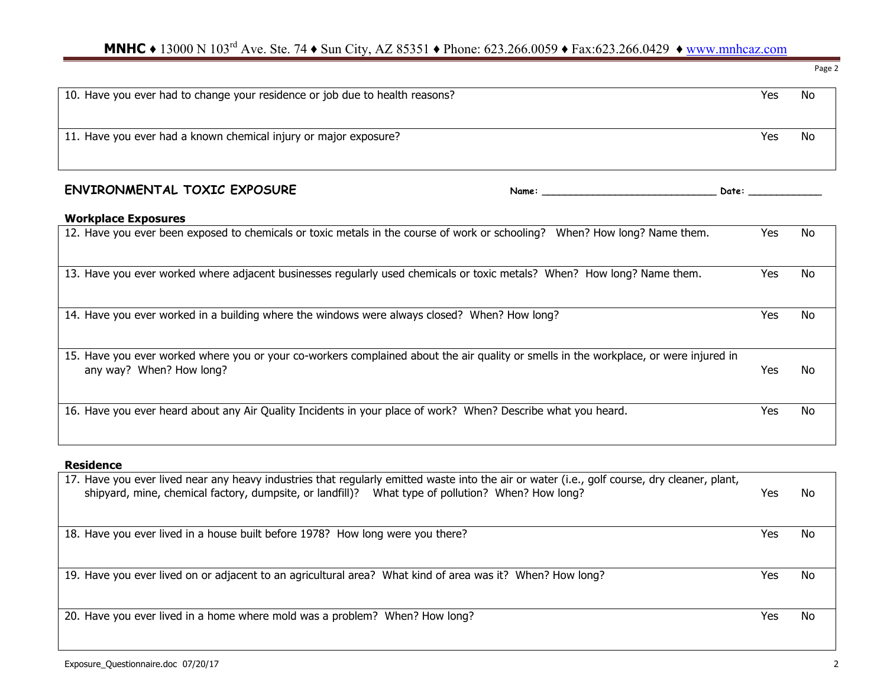| Question | Yes | No |
|---|---|---|
| 10. Have you ever had to change your residence or job due to health reasons? | Yes | No |
| 11. Have you ever had a known chemical injury or major exposure? | Yes | No |

## ENVIRONMENTAL TOXIC EXPOSURE

Name: ______________________________ Date: ____________

### Workplace Exposures

| Question | Yes | No |
|---|---|---|
| 12. Have you ever been exposed to chemicals or toxic metals in the course of work or schooling? When? How long? Name them. | Yes | No |
| 13. Have you ever worked where adjacent businesses regularly used chemicals or toxic metals? When? How long? Name them. | Yes | No |
| 14. Have you ever worked in a building where the windows were always closed? When? How long? | Yes | No |
| 15. Have you ever worked where you or your co-workers complained about the air quality or smells in the workplace, or were injured in any way? When? How long? | Yes | No |
| 16. Have you ever heard about any Air Quality Incidents in your place of work? When? Describe what you heard. | Yes | No |

### Residence

| Question | Yes | No |
|---|---|---|
| 17. Have you ever lived near any heavy industries that regularly emitted waste into the air or water (i.e., golf course, dry cleaner, plant, shipyard, mine, chemical factory, dumpsite, or landfill)? What type of pollution? When? How long? | Yes | No |
| 18. Have you ever lived in a house built before 1978? How long were you there? | Yes | No |
| 19. Have you ever lived on or adjacent to an agricultural area? What kind of area was it? When? How long? | Yes | No |
| 20. Have you ever lived in a home where mold was a problem? When? How long? | Yes | No |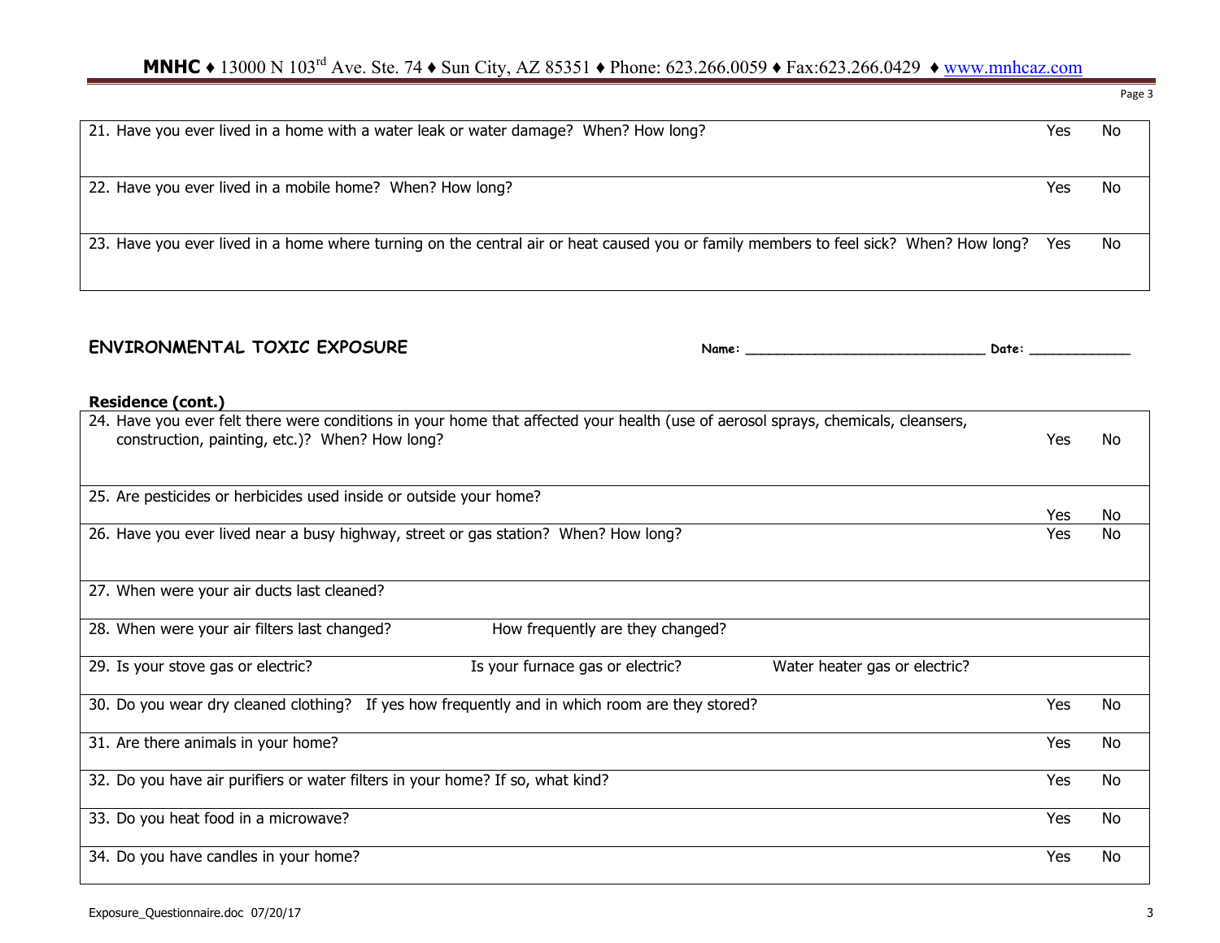| | | |
|---|---|---|
| 21. Have you ever lived in a home with a water leak or water damage? When? How long? | Yes | No |
| 22. Have you ever lived in a mobile home? When? How long? | Yes | No |
| 23. Have you ever lived in a home where turning on the central air or heat caused you or family members to feel sick? When? How long? | Yes | No |

## ENVIRONMENTAL TOXIC EXPOSURE

**Name:** ______________________________ **Date:** _____________

**Residence (cont.)**

| | | |
|---|---|---|
| 24. Have you ever felt there were conditions in your home that affected your health (use of aerosol sprays, chemicals, cleansers, construction, painting, etc.)? When? How long? | Yes | No |
| 25. Are pesticides or herbicides used inside or outside your home? | Yes | No |
| 26. Have you ever lived near a busy highway, street or gas station? When? How long? | Yes | No |
| 27. When were your air ducts last cleaned? | | |
| 28. When were your air filters last changed? How frequently are they changed? | | |
| 29. Is your stove gas or electric? Is your furnace gas or electric? Water heater gas or electric? | | |
| 30. Do you wear dry cleaned clothing? If yes how frequently and in which room are they stored? | Yes | No |
| 31. Are there animals in your home? | Yes | No |
| 32. Do you have air purifiers or water filters in your home? If so, what kind? | Yes | No |
| 33. Do you heat food in a microwave? | Yes | No |
| 34. Do you have candles in your home? | Yes | No |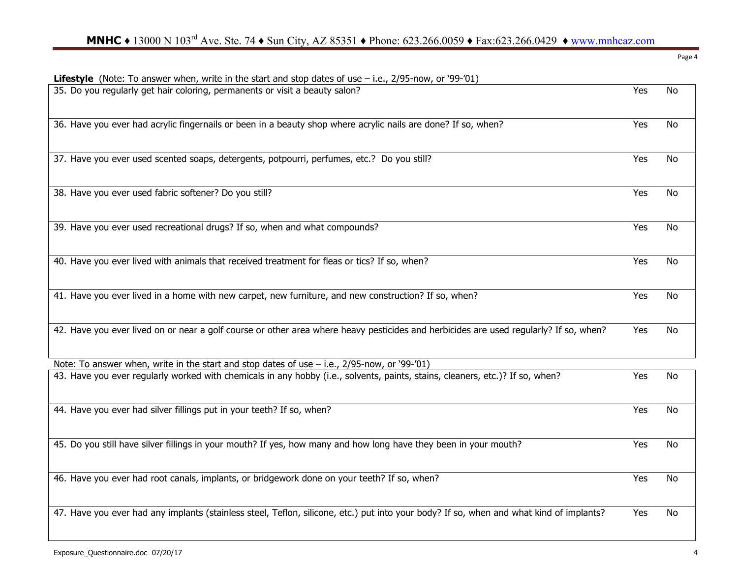**Lifestyle** (Note: To answer when, write in the start and stop dates of use – i.e., 2/95-now, or '99-'01)

| Question | Yes | No |
|---|---|---|
| 35. Do you regularly get hair coloring, permanents or visit a beauty salon? | Yes | No |
| 36. Have you ever had acrylic fingernails or been in a beauty shop where acrylic nails are done? If so, when? | Yes | No |
| 37. Have you ever used scented soaps, detergents, potpourri, perfumes, etc.? Do you still? | Yes | No |
| 38. Have you ever used fabric softener? Do you still? | Yes | No |
| 39. Have you ever used recreational drugs? If so, when and what compounds? | Yes | No |
| 40. Have you ever lived with animals that received treatment for fleas or tics? If so, when? | Yes | No |
| 41. Have you ever lived in a home with new carpet, new furniture, and new construction? If so, when? | Yes | No |
| 42. Have you ever lived on or near a golf course or other area where heavy pesticides and herbicides are used regularly? If so, when? | Yes | No |

Note: To answer when, write in the start and stop dates of use – i.e., 2/95-now, or '99-'01)

| Question | Yes | No |
|---|---|---|
| 43. Have you ever regularly worked with chemicals in any hobby (i.e., solvents, paints, stains, cleaners, etc.)? If so, when? | Yes | No |
| 44. Have you ever had silver fillings put in your teeth? If so, when? | Yes | No |
| 45. Do you still have silver fillings in your mouth? If yes, how many and how long have they been in your mouth? | Yes | No |
| 46. Have you ever had root canals, implants, or bridgework done on your teeth? If so, when? | Yes | No |
| 47. Have you ever had any implants (stainless steel, Teflon, silicone, etc.) put into your body? If so, when and what kind of implants? | Yes | No |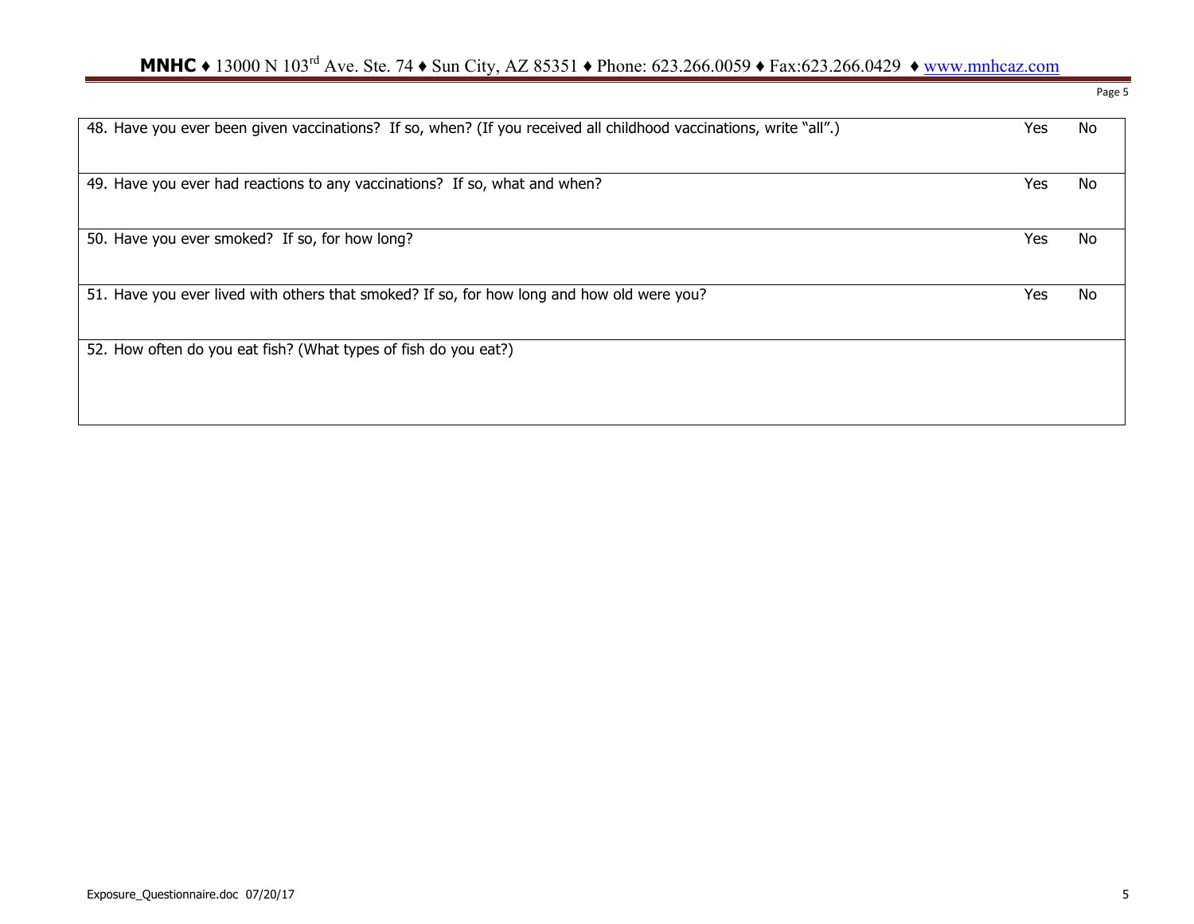| Question | Yes | No |
|---|---|---|
| 48. Have you ever been given vaccinations? If so, when? (If you received all childhood vaccinations, write "all".) | Yes | No |
| 49. Have you ever had reactions to any vaccinations? If so, what and when? | Yes | No |
| 50. Have you ever smoked? If so, for how long? | Yes | No |
| 51. Have you ever lived with others that smoked? If so, for how long and how old were you? | Yes | No |
| 52. How often do you eat fish? (What types of fish do you eat?) | | |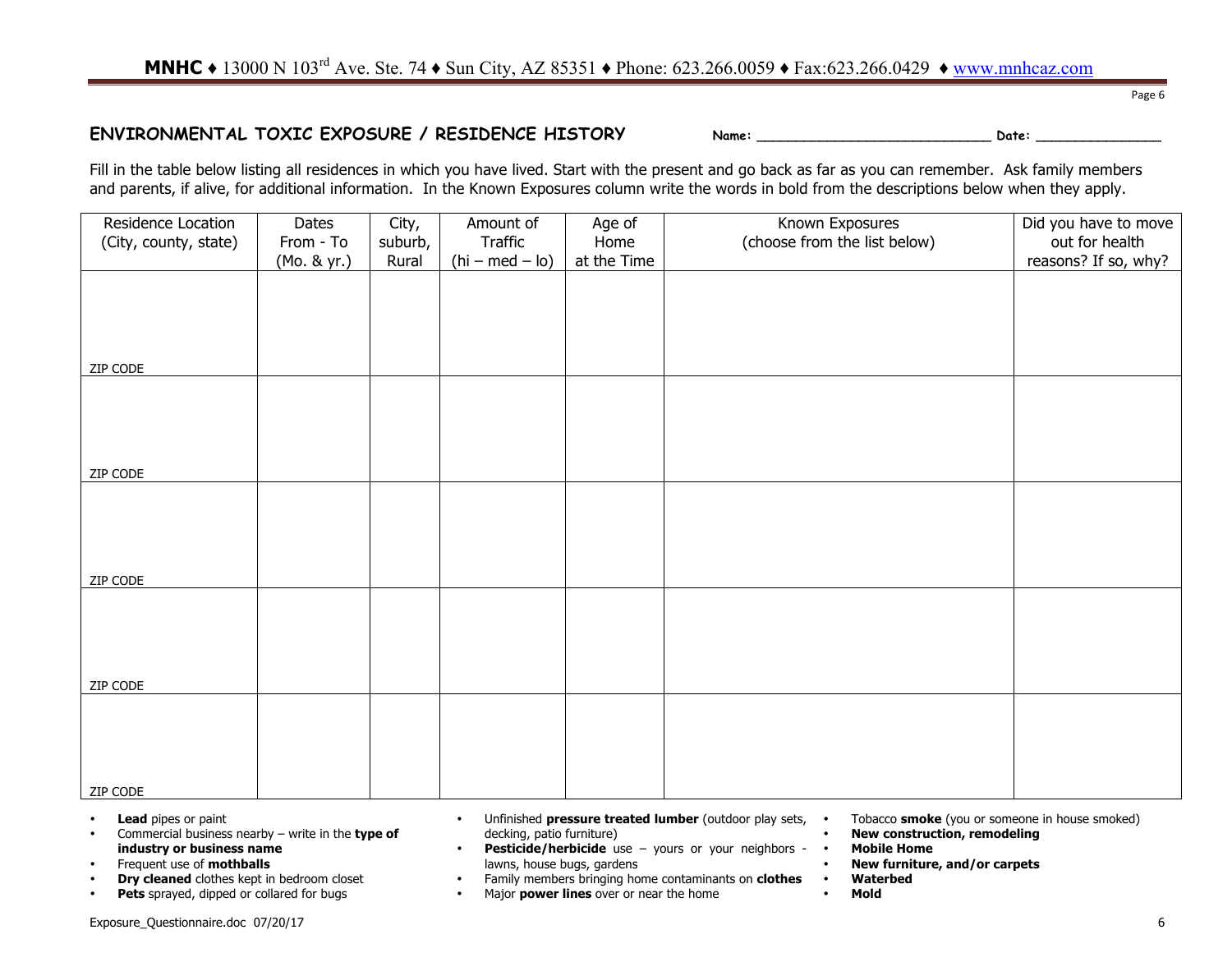## ENVIRONMENTAL TOXIC EXPOSURE / RESIDENCE HISTORY

**Name:** ______________________________ **Date:** ________________

Fill in the table below listing all residences in which you have lived. Start with the present and go back as far as you can remember. Ask family members and parents, if alive, for additional information. In the Known Exposures column write the words in bold from the descriptions below when they apply.

| Residence Location (City, county, state) | Dates From - To (Mo. & yr.) | City, suburb, Rural | Amount of Traffic (hi – med – lo) | Age of Home at the Time | Known Exposures (choose from the list below) | Did you have to move out for health reasons? If so, why? |
|---|---|---|---|---|---|---|
| ZIP CODE | | | | | | |
| ZIP CODE | | | | | | |
| ZIP CODE | | | | | | |
| ZIP CODE | | | | | | |
| ZIP CODE | | | | | | |

- **Lead** pipes or paint
- Commercial business nearby – write in the **type of industry or business name**
- Frequent use of **mothballs**
- **Dry cleaned** clothes kept in bedroom closet
- **Pets** sprayed, dipped or collared for bugs
- Unfinished **pressure treated lumber** (outdoor play sets, decking, patio furniture)
- **Pesticide/herbicide** use – yours or your neighbors - lawns, house bugs, gardens
- Family members bringing home contaminants on **clothes**
- Major **power lines** over or near the home
- Tobacco **smoke** (you or someone in house smoked)
- **New construction, remodeling**
- **Mobile Home**
- **New furniture, and/or carpets**
- **Waterbed**
- **Mold**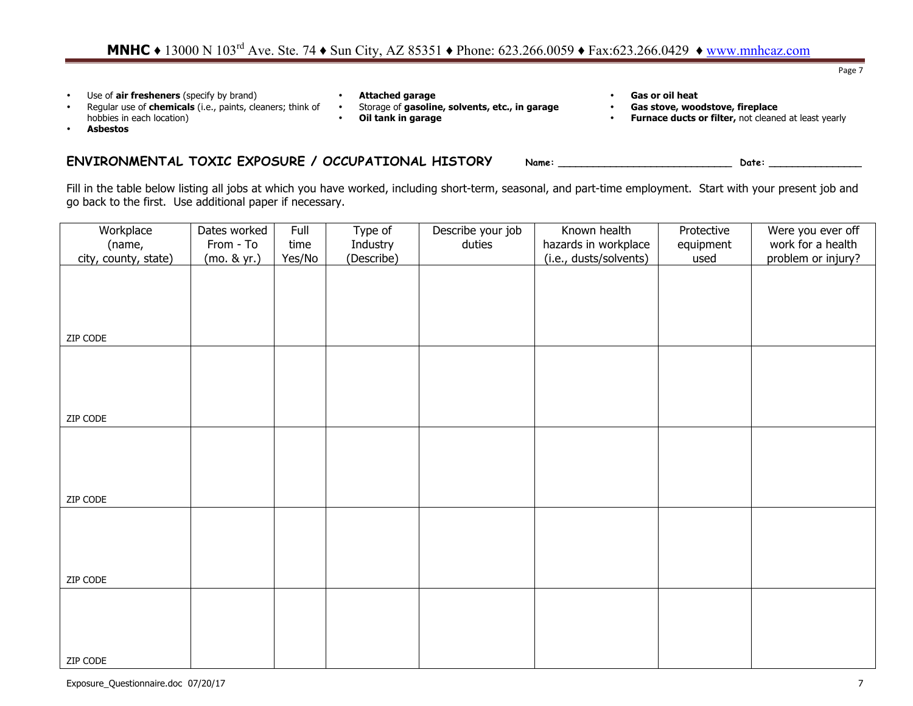- Use of **air fresheners** (specify by brand)
- Regular use of **chemicals** (i.e., paints, cleaners; think of hobbies in each location)
- **Asbestos**
- **Attached garage**
- Storage of **gasoline, solvents, etc., in garage**
- **Oil tank in garage**
- **Gas or oil heat**
- **Gas stove, woodstove, fireplace**
- **Furnace ducts or filter,** not cleaned at least yearly

## ENVIRONMENTAL TOXIC EXPOSURE / OCCUPATIONAL HISTORY

**Name:** ______________________________ **Date:** ________________

Fill in the table below listing all jobs at which you have worked, including short-term, seasonal, and part-time employment. Start with your present job and go back to the first. Use additional paper if necessary.

| Workplace (name, city, county, state) | Dates worked From - To (mo. & yr.) | Full time Yes/No | Type of Industry (Describe) | Describe your job duties | Known health hazards in workplace (i.e., dusts/solvents) | Protective equipment used | Were you ever off work for a health problem or injury? |
|---|---|---|---|---|---|---|---|
| ZIP CODE | | | | | | | |
| ZIP CODE | | | | | | | |
| ZIP CODE | | | | | | | |
| ZIP CODE | | | | | | | |
| ZIP CODE | | | | | | | |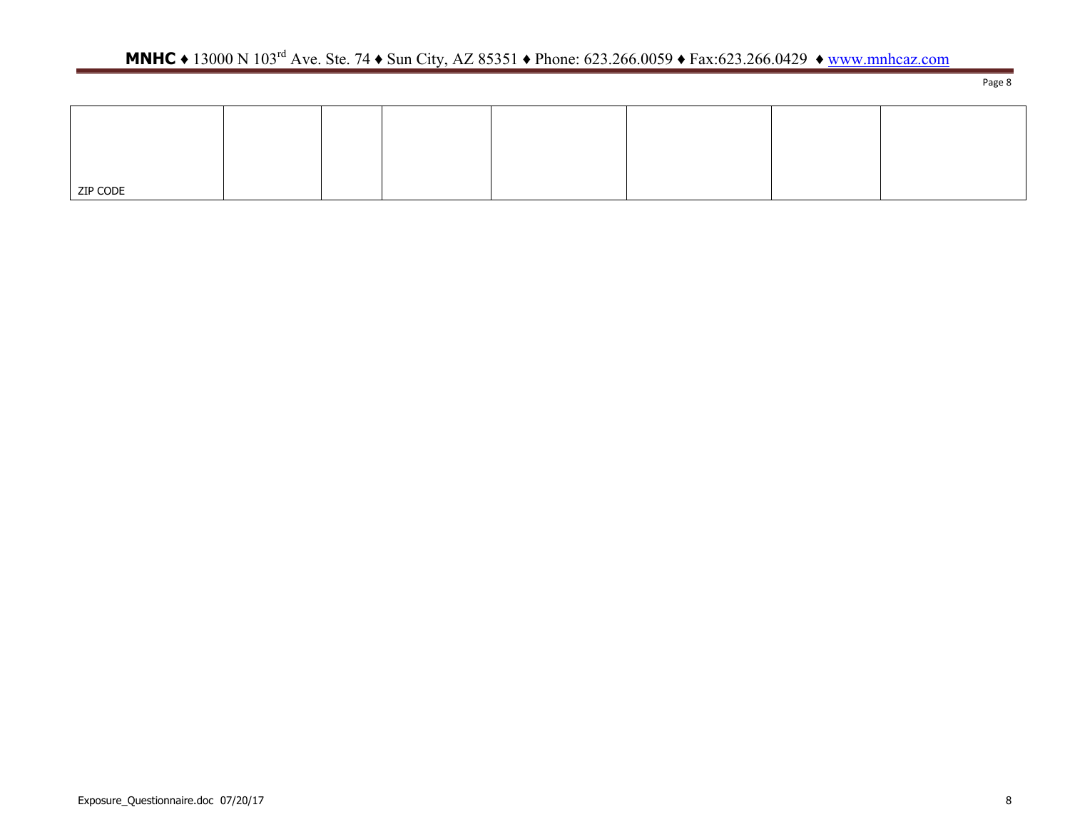| | | | | | | | |
|---|---|---|---|---|---|---|---|
| ZIP CODE | | | | | | | |